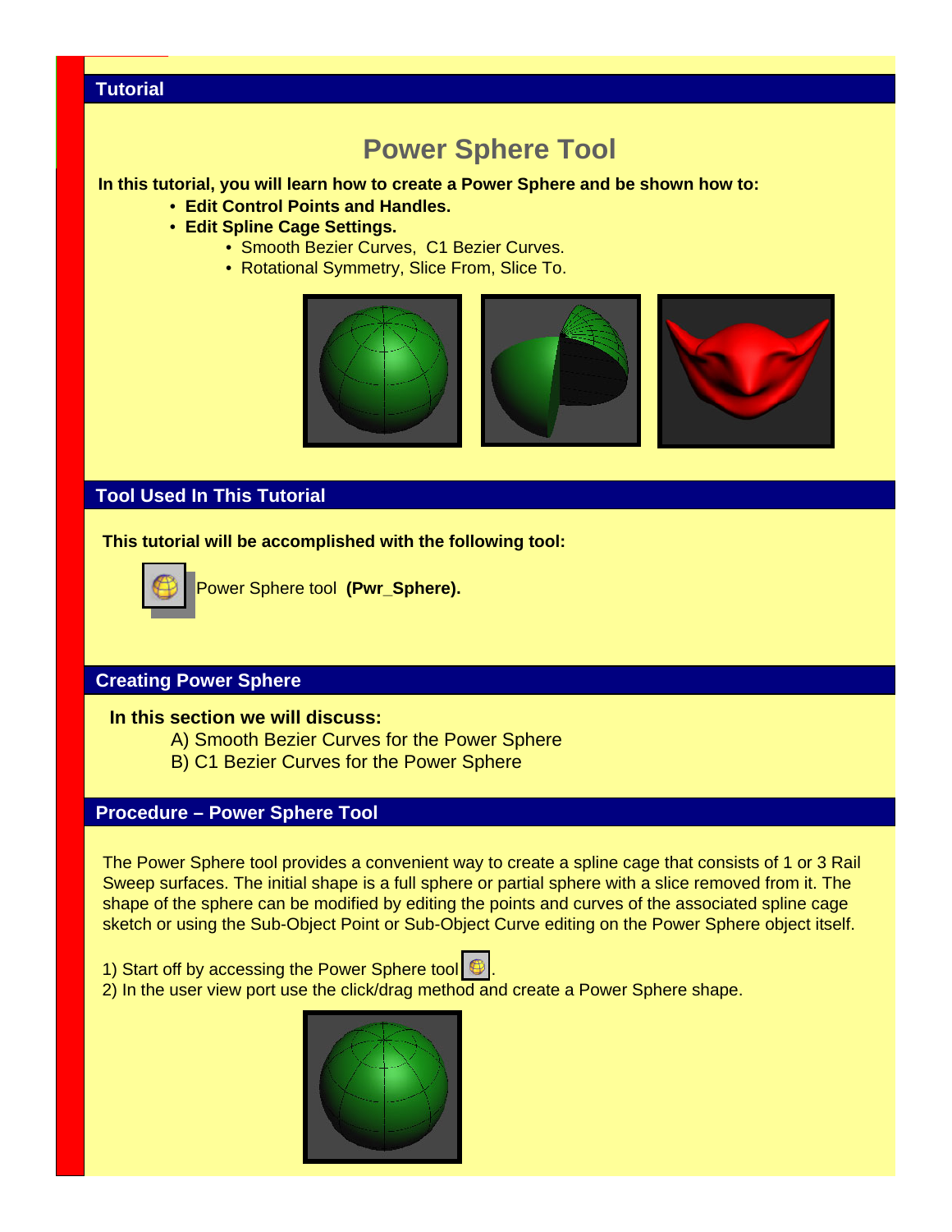## Tutorial

# Power Sphere Tool

**In this tutorial, you will learn how to create a Power Sphere and be shown how to:**

- **Edit Control Points and Handles.**
- **Edit Spline Cage Settings.**
  - Smooth Bezier Curves, C1 Bezier Curves.
  - Rotational Symmetry, Slice From, Slice To.

## Tool Used In This Tutorial

**This tutorial will be accomplished with the following tool:**

Power Sphere tool **(Pwr_Sphere).**

## Creating Power Sphere

**In this section we will discuss:**

A) Smooth Bezier Curves for the Power Sphere
B) C1 Bezier Curves for the Power Sphere

## Procedure – Power Sphere Tool

The Power Sphere tool provides a convenient way to create a spline cage that consists of 1 or 3 Rail Sweep surfaces. The initial shape is a full sphere or partial sphere with a slice removed from it. The shape of the sphere can be modified by editing the points and curves of the associated spline cage sketch or using the Sub-Object Point or Sub-Object Curve editing on the Power Sphere object itself.

1) Start off by accessing the Power Sphere tool.
2) In the user view port use the click/drag method and create a Power Sphere shape.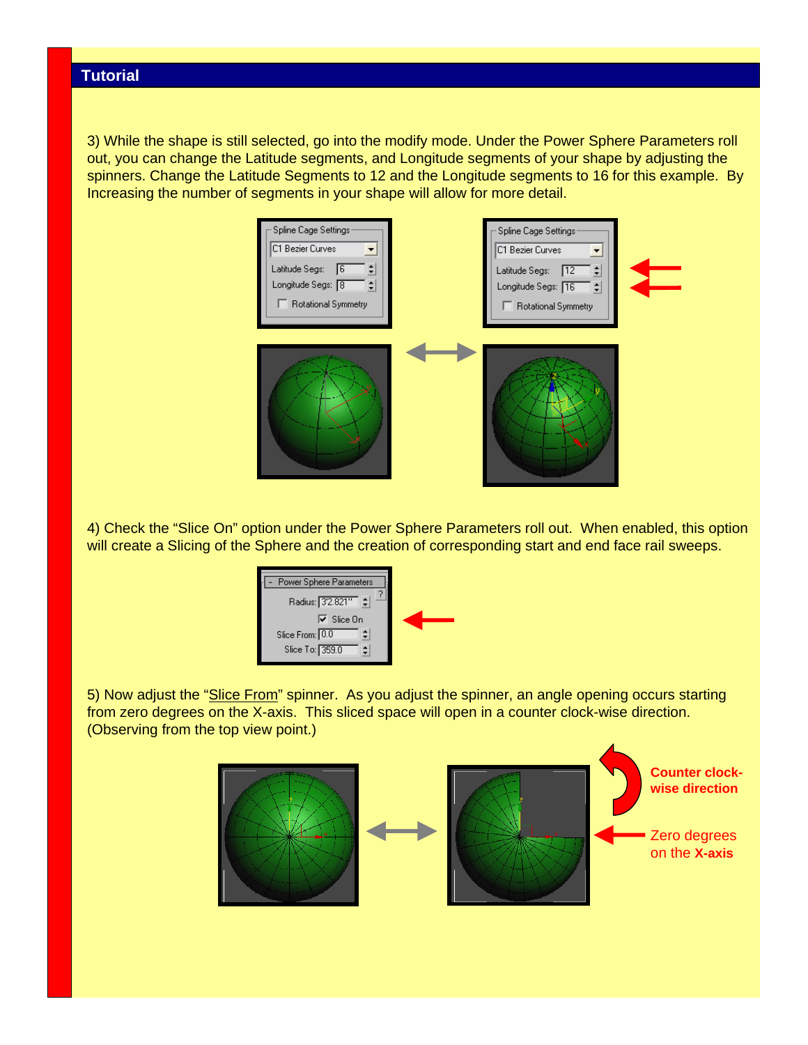## Tutorial

3) While the shape is still selected, go into the modify mode. Under the Power Sphere Parameters roll out, you can change the Latitude segments, and Longitude segments of your shape by adjusting the spinners. Change the Latitude Segments to 12 and the Longitude segments to 16 for this example. By Increasing the number of segments in your shape will allow for more detail.

4) Check the "Slice On" option under the Power Sphere Parameters roll out. When enabled, this option will create a Slicing of the Sphere and the creation of corresponding start and end face rail sweeps.

5) Now adjust the "Slice From" spinner. As you adjust the spinner, an angle opening occurs starting from zero degrees on the X-axis. This sliced space will open in a counter clock-wise direction. (Observing from the top view point.)

**Counter clock-wise direction**

Zero degrees on the **X-axis**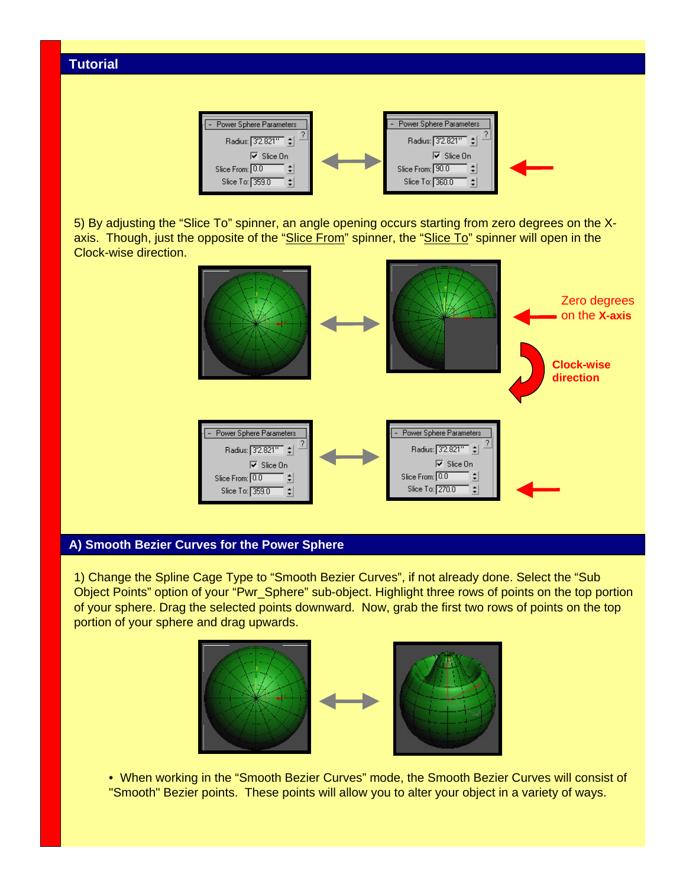## Tutorial

5) By adjusting the “Slice To” spinner, an angle opening occurs starting from zero degrees on the X-axis. Though, just the opposite of the “Slice From” spinner, the “Slice To” spinner will open in the Clock-wise direction.

Zero degrees on the **X-axis**

**Clock-wise direction**

## A) Smooth Bezier Curves for the Power Sphere

1) Change the Spline Cage Type to “Smooth Bezier Curves”, if not already done. Select the “Sub Object Points” option of your “Pwr_Sphere” sub-object. Highlight three rows of points on the top portion of your sphere. Drag the selected points downward. Now, grab the first two rows of points on the top portion of your sphere and drag upwards.

- When working in the “Smooth Bezier Curves” mode, the Smooth Bezier Curves will consist of "Smooth" Bezier points. These points will allow you to alter your object in a variety of ways.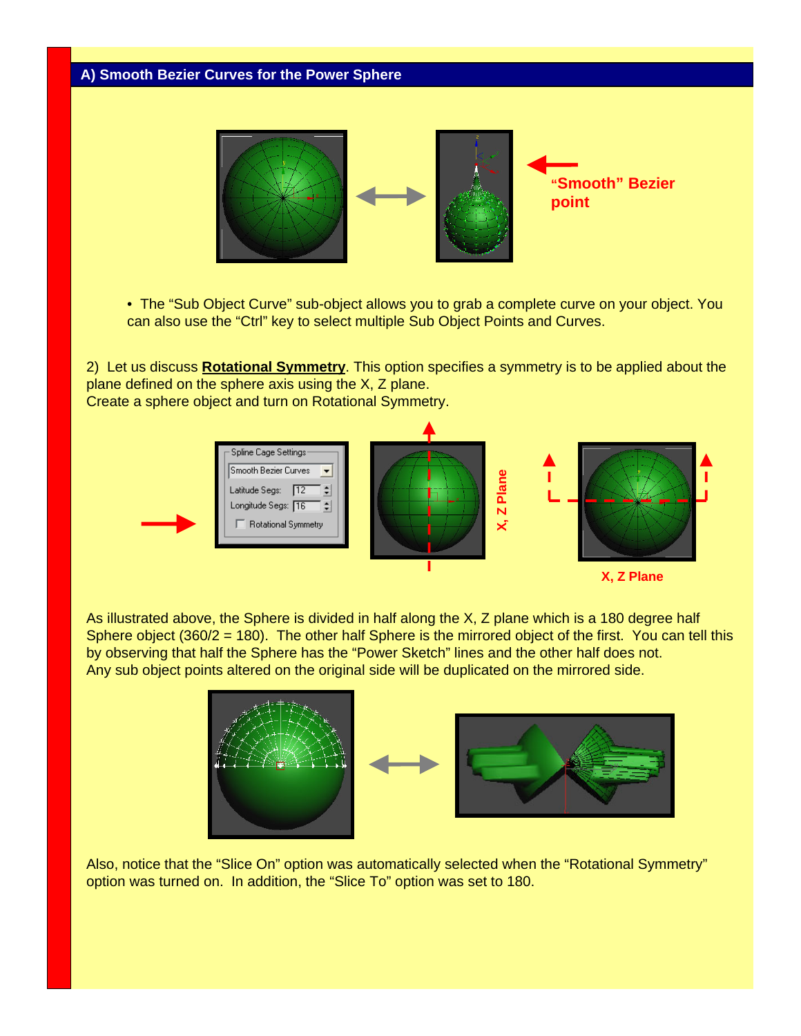## A) Smooth Bezier Curves for the Power Sphere

"Smooth" Bezier point

- The "Sub Object Curve" sub-object allows you to grab a complete curve on your object. You can also use the "Ctrl" key to select multiple Sub Object Points and Curves.

2) Let us discuss **Rotational Symmetry**. This option specifies a symmetry is to be applied about the plane defined on the sphere axis using the X, Z plane.
Create a sphere object and turn on Rotational Symmetry.

X, Z Plane

X, Z Plane

As illustrated above, the Sphere is divided in half along the X, Z plane which is a 180 degree half Sphere object (360/2 = 180). The other half Sphere is the mirrored object of the first. You can tell this by observing that half the Sphere has the "Power Sketch" lines and the other half does not.
Any sub object points altered on the original side will be duplicated on the mirrored side.

Also, notice that the "Slice On" option was automatically selected when the "Rotational Symmetry" option was turned on. In addition, the "Slice To" option was set to 180.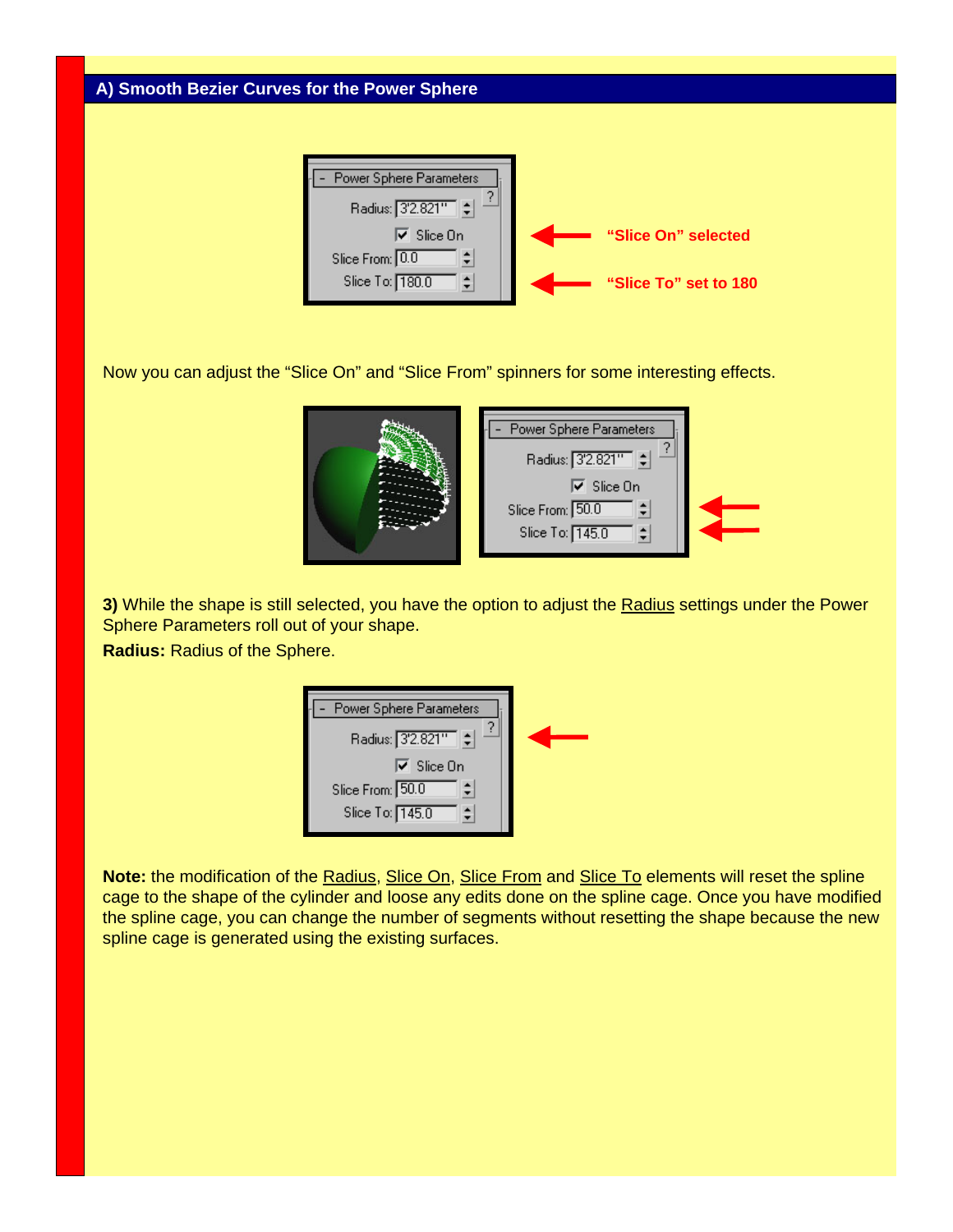## A) Smooth Bezier Curves for the Power Sphere

"Slice On" selected

"Slice To" set to 180

Now you can adjust the "Slice On" and "Slice From" spinners for some interesting effects.

**3)** While the shape is still selected, you have the option to adjust the Radius settings under the Power Sphere Parameters roll out of your shape.

**Radius:** Radius of the Sphere.

**Note:** the modification of the Radius, Slice On, Slice From and Slice To elements will reset the spline cage to the shape of the cylinder and loose any edits done on the spline cage. Once you have modified the spline cage, you can change the number of segments without resetting the shape because the new spline cage is generated using the existing surfaces.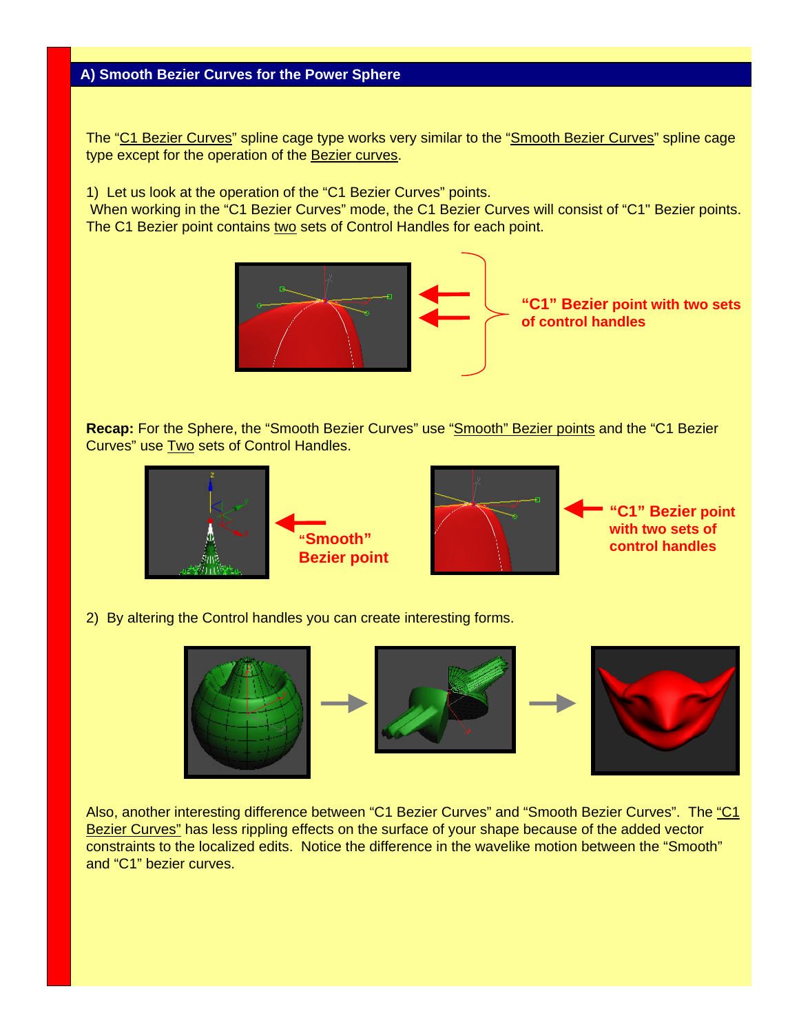## A) Smooth Bezier Curves for the Power Sphere

The "C1 Bezier Curves" spline cage type works very similar to the "Smooth Bezier Curves" spline cage type except for the operation of the Bezier curves.

1) Let us look at the operation of the "C1 Bezier Curves" points.
When working in the "C1 Bezier Curves" mode, the C1 Bezier Curves will consist of "C1" Bezier points. The C1 Bezier point contains two sets of Control Handles for each point.

**"C1" Bezier point with two sets of control handles**

**Recap:** For the Sphere, the "Smooth Bezier Curves" use "Smooth" Bezier points and the "C1 Bezier Curves" use Two sets of Control Handles.

**"Smooth" Bezier point**

**"C1" Bezier point with two sets of control handles**

2) By altering the Control handles you can create interesting forms.

Also, another interesting difference between "C1 Bezier Curves" and "Smooth Bezier Curves". The "C1 Bezier Curves" has less rippling effects on the surface of your shape because of the added vector constraints to the localized edits. Notice the difference in the wavelike motion between the "Smooth" and "C1" bezier curves.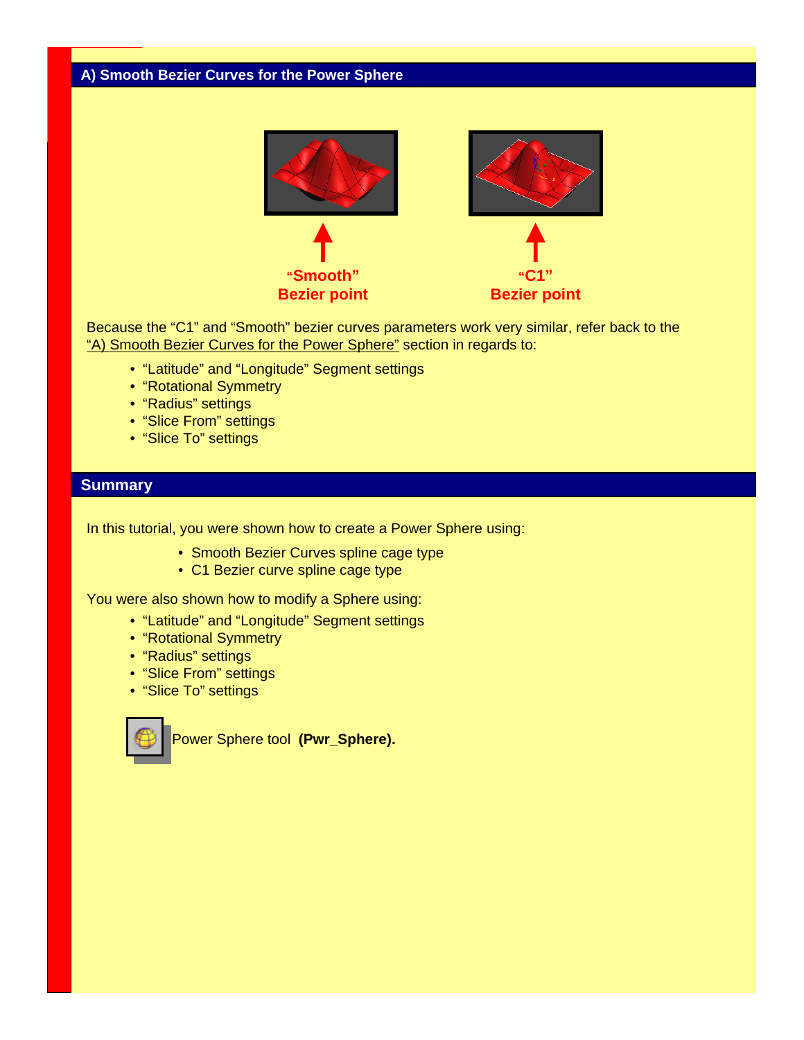## A) Smooth Bezier Curves for the Power Sphere

"Smooth"
Bezier point

"C1"
Bezier point

Because the "C1" and "Smooth" bezier curves parameters work very similar, refer back to the "A) Smooth Bezier Curves for the Power Sphere" section in regards to:

- "Latitude" and "Longitude" Segment settings
- "Rotational Symmetry
- "Radius" settings
- "Slice From" settings
- "Slice To" settings

## Summary

In this tutorial, you were shown how to create a Power Sphere using:

- Smooth Bezier Curves spline cage type
- C1 Bezier curve spline cage type

You were also shown how to modify a Sphere using:

- "Latitude" and "Longitude" Segment settings
- "Rotational Symmetry
- "Radius" settings
- "Slice From" settings
- "Slice To" settings

Power Sphere tool **(Pwr_Sphere).**